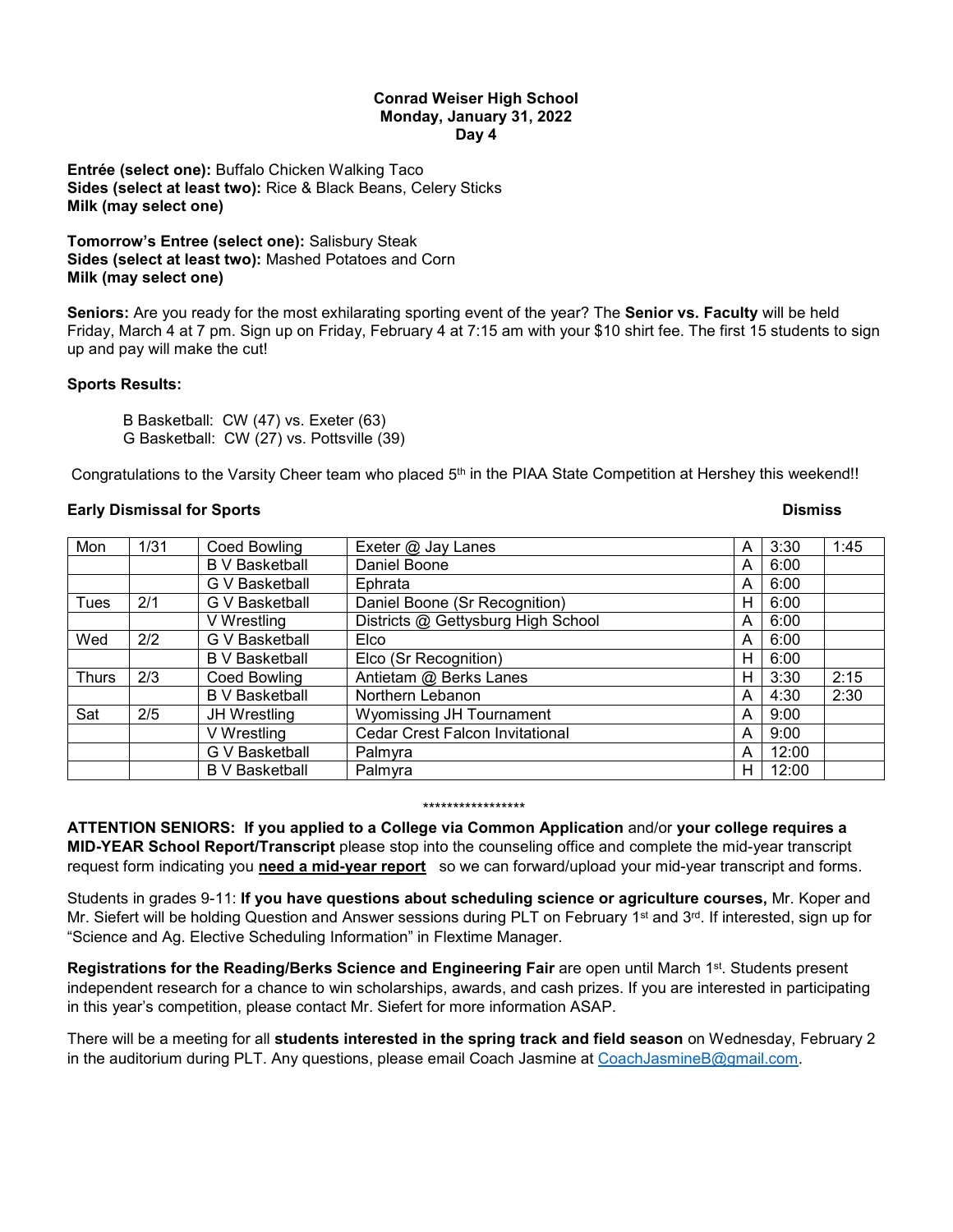**Conrad Weiser High School**
**Monday, January 31, 2022**
**Day 4**

**Entrée (select one):** Buffalo Chicken Walking Taco
**Sides (select at least two):** Rice & Black Beans, Celery Sticks
**Milk (may select one)**

**Tomorrow's Entree (select one):** Salisbury Steak
**Sides (select at least two):** Mashed Potatoes and Corn
**Milk (may select one)**

**Seniors:** Are you ready for the most exhilarating sporting event of the year? The **Senior vs. Faculty** will be held Friday, March 4 at 7 pm. Sign up on Friday, February 4 at 7:15 am with your $10 shirt fee. The first 15 students to sign up and pay will make the cut!

**Sports Results:**

B Basketball: CW (47) vs. Exeter (63)
G Basketball: CW (27) vs. Pottsville (39)

Congratulations to the Varsity Cheer team who placed 5th in the PIAA State Competition at Hershey this weekend!!

**Early Dismissal for Sports**

| | | | | | | **Dismiss** |
|---|---|---|---|---|---|---|
| Mon | 1/31 | Coed Bowling | Exeter @ Jay Lanes | A | 3:30 | 1:45 |
| | | B V Basketball | Daniel Boone | A | 6:00 | |
| | | G V Basketball | Ephrata | A | 6:00 | |
| Tues | 2/1 | G V Basketball | Daniel Boone (Sr Recognition) | H | 6:00 | |
| | | V Wrestling | Districts @ Gettysburg High School | A | 6:00 | |
| Wed | 2/2 | G V Basketball | Elco | A | 6:00 | |
| | | B V Basketball | Elco (Sr Recognition) | H | 6:00 | |
| Thurs | 2/3 | Coed Bowling | Antietam @ Berks Lanes | H | 3:30 | 2:15 |
| | | B V Basketball | Northern Lebanon | A | 4:30 | 2:30 |
| Sat | 2/5 | JH Wrestling | Wyomissing JH Tournament | A | 9:00 | |
| | | V Wrestling | Cedar Crest Falcon Invitational | A | 9:00 | |
| | | G V Basketball | Palmyra | A | 12:00 | |
| | | B V Basketball | Palmyra | H | 12:00 | |

*****************

**ATTENTION SENIORS: If you applied to a College via Common Application** and/or **your college requires a MID-YEAR School Report/Transcript** please stop into the counseling office and complete the mid-year transcript request form indicating you **need a mid-year report** so we can forward/upload your mid-year transcript and forms.

Students in grades 9-11: **If you have questions about scheduling science or agriculture courses,** Mr. Koper and Mr. Siefert will be holding Question and Answer sessions during PLT on February 1st and 3rd. If interested, sign up for "Science and Ag. Elective Scheduling Information" in Flextime Manager.

**Registrations for the Reading/Berks Science and Engineering Fair** are open until March 1st. Students present independent research for a chance to win scholarships, awards, and cash prizes. If you are interested in participating in this year's competition, please contact Mr. Siefert for more information ASAP.

There will be a meeting for all **students interested in the spring track and field season** on Wednesday, February 2 in the auditorium during PLT. Any questions, please email Coach Jasmine at CoachJasmineB@gmail.com.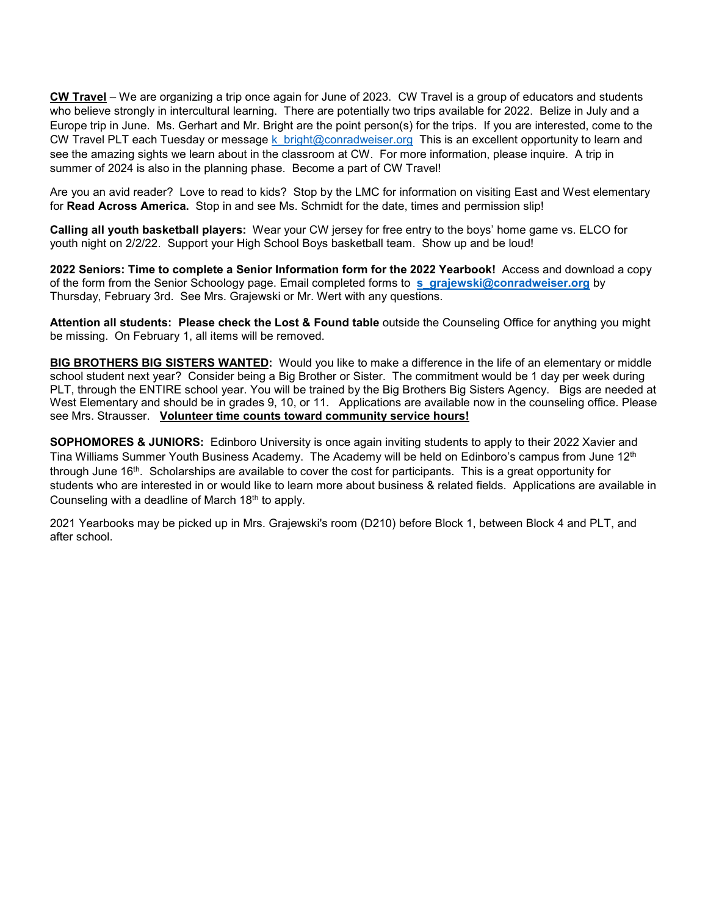**CW Travel** – We are organizing a trip once again for June of 2023. CW Travel is a group of educators and students who believe strongly in intercultural learning. There are potentially two trips available for 2022. Belize in July and a Europe trip in June. Ms. Gerhart and Mr. Bright are the point person(s) for the trips. If you are interested, come to the CW Travel PLT each Tuesday or message k_bright@conradweiser.org This is an excellent opportunity to learn and see the amazing sights we learn about in the classroom at CW. For more information, please inquire. A trip in summer of 2024 is also in the planning phase. Become a part of CW Travel!

Are you an avid reader? Love to read to kids? Stop by the LMC for information on visiting East and West elementary for **Read Across America.** Stop in and see Ms. Schmidt for the date, times and permission slip!

**Calling all youth basketball players:** Wear your CW jersey for free entry to the boys' home game vs. ELCO for youth night on 2/2/22. Support your High School Boys basketball team. Show up and be loud!

**2022 Seniors: Time to complete a Senior Information form for the 2022 Yearbook!** Access and download a copy of the form from the Senior Schoology page. Email completed forms to **s_grajewski@conradweiser.org** by Thursday, February 3rd. See Mrs. Grajewski or Mr. Wert with any questions.

**Attention all students: Please check the Lost & Found table** outside the Counseling Office for anything you might be missing. On February 1, all items will be removed.

**BIG BROTHERS BIG SISTERS WANTED:** Would you like to make a difference in the life of an elementary or middle school student next year? Consider being a Big Brother or Sister. The commitment would be 1 day per week during PLT, through the ENTIRE school year. You will be trained by the Big Brothers Big Sisters Agency. Bigs are needed at West Elementary and should be in grades 9, 10, or 11. Applications are available now in the counseling office. Please see Mrs. Strausser. **Volunteer time counts toward community service hours!**

**SOPHOMORES & JUNIORS:** Edinboro University is once again inviting students to apply to their 2022 Xavier and Tina Williams Summer Youth Business Academy. The Academy will be held on Edinboro's campus from June 12th through June 16th. Scholarships are available to cover the cost for participants. This is a great opportunity for students who are interested in or would like to learn more about business & related fields. Applications are available in Counseling with a deadline of March 18th to apply.

2021 Yearbooks may be picked up in Mrs. Grajewski's room (D210) before Block 1, between Block 4 and PLT, and after school.